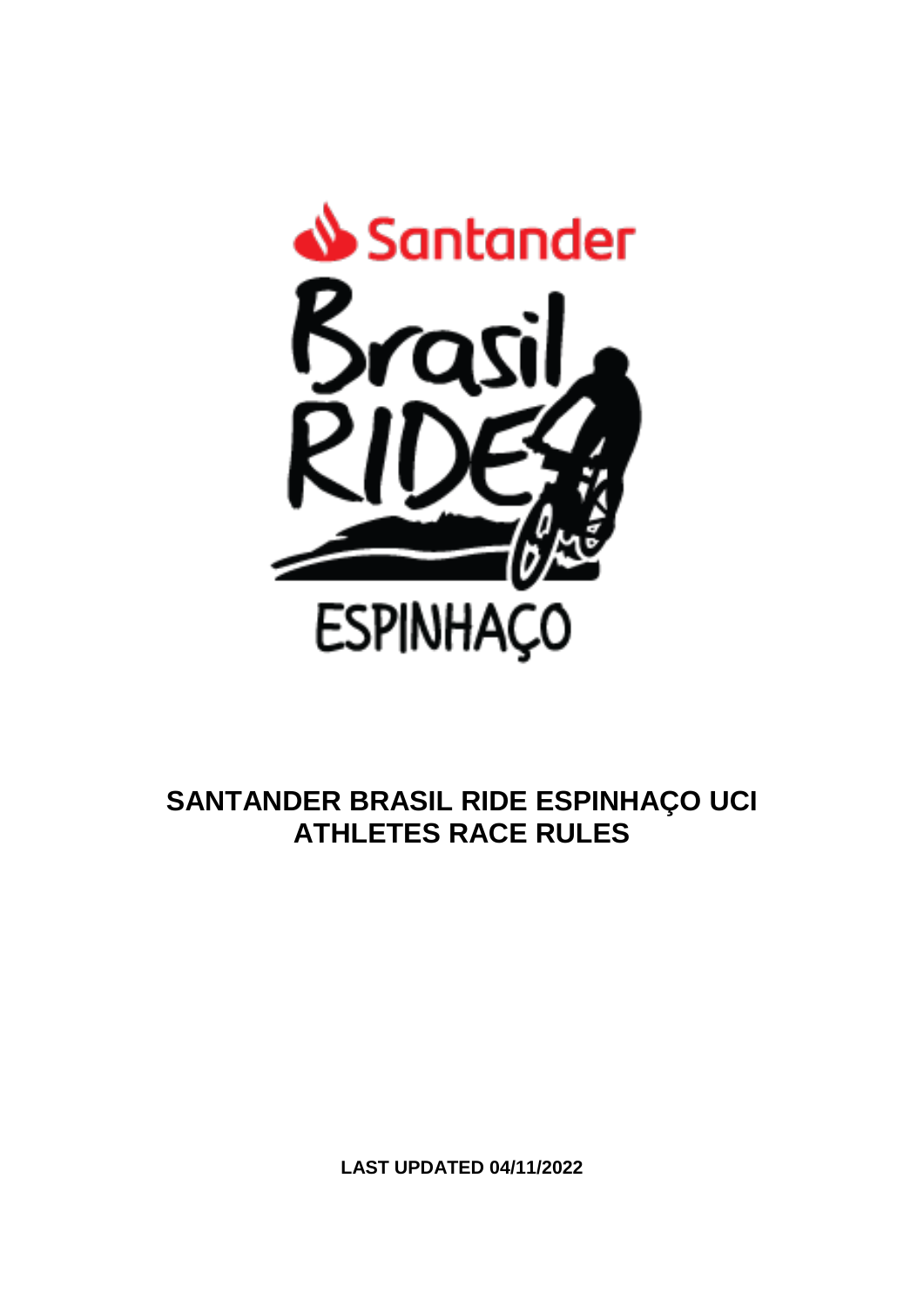# SANTANDER BRASIL RIDE ESPINHAÇO UCI ATHLETES RACE RULES

**LAST UPDATED 04/11/2022**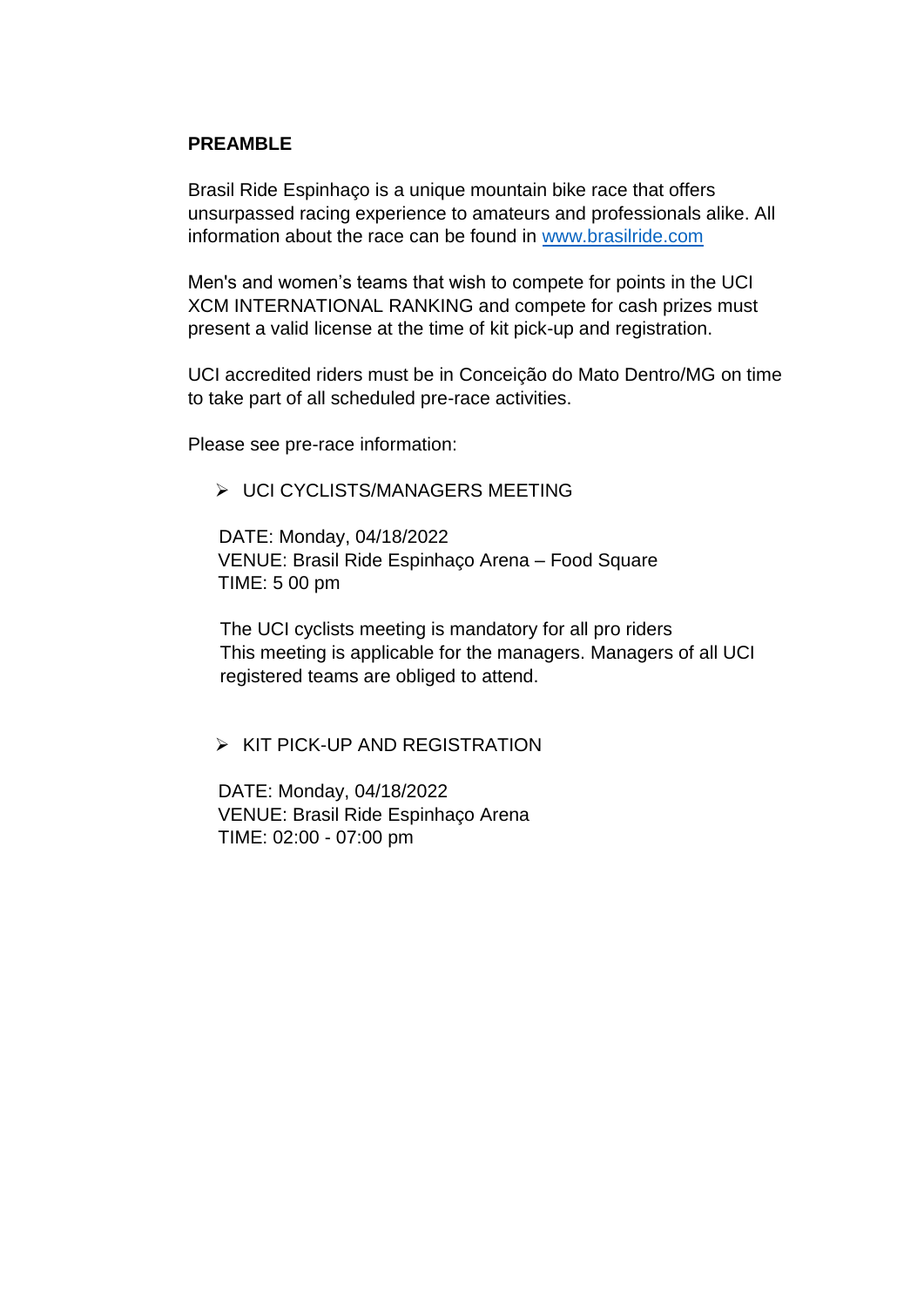## PREAMBLE

Brasil Ride Espinhaço is a unique mountain bike race that offers unsurpassed racing experience to amateurs and professionals alike. All information about the race can be found in [www.brasilride.com](http://www.brasilride.com)

Men's and women's teams that wish to compete for points in the UCI XCM INTERNATIONAL RANKING and compete for cash prizes must present a valid license at the time of kit pick-up and registration.

UCI accredited riders must be in Conceição do Mato Dentro/MG on time to take part of all scheduled pre-race activities.

Please see pre-race information:

- UCI CYCLISTS/MANAGERS MEETING

  DATE: Monday, 04/18/2022
  VENUE: Brasil Ride Espinhaço Arena – Food Square
  TIME: 5 00 pm

  The UCI cyclists meeting is mandatory for all pro riders
  This meeting is applicable for the managers. Managers of all UCI registered teams are obliged to attend.

- KIT PICK-UP AND REGISTRATION

  DATE: Monday, 04/18/2022
  VENUE: Brasil Ride Espinhaço Arena
  TIME: 02:00 - 07:00 pm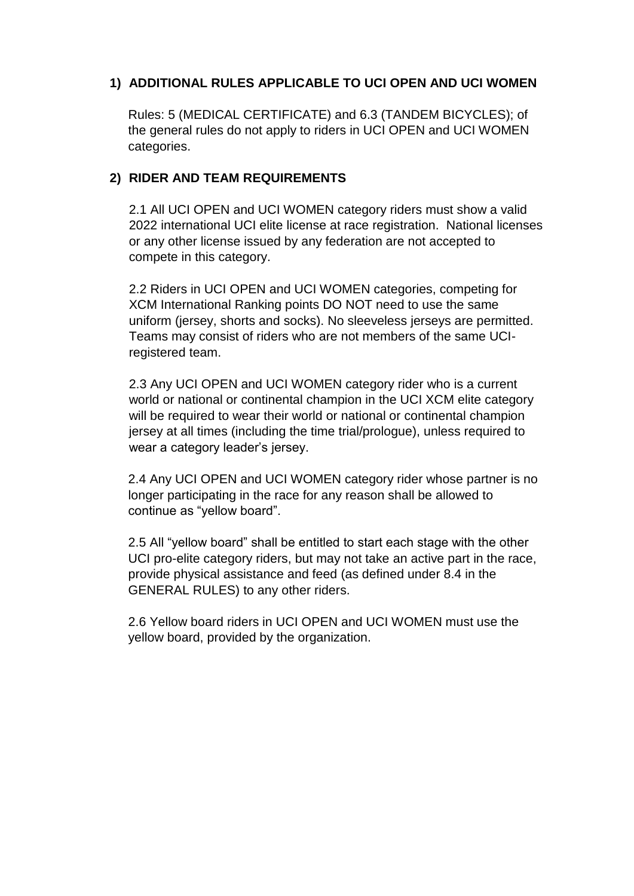## 1) ADDITIONAL RULES APPLICABLE TO UCI OPEN AND UCI WOMEN

Rules: 5 (MEDICAL CERTIFICATE) and 6.3 (TANDEM BICYCLES); of the general rules do not apply to riders in UCI OPEN and UCI WOMEN categories.

## 2) RIDER AND TEAM REQUIREMENTS

2.1 All UCI OPEN and UCI WOMEN category riders must show a valid 2022 international UCI elite license at race registration. National licenses or any other license issued by any federation are not accepted to compete in this category.

2.2 Riders in UCI OPEN and UCI WOMEN categories, competing for XCM International Ranking points DO NOT need to use the same uniform (jersey, shorts and socks). No sleeveless jerseys are permitted. Teams may consist of riders who are not members of the same UCI-registered team.

2.3 Any UCI OPEN and UCI WOMEN category rider who is a current world or national or continental champion in the UCI XCM elite category will be required to wear their world or national or continental champion jersey at all times (including the time trial/prologue), unless required to wear a category leader's jersey.

2.4 Any UCI OPEN and UCI WOMEN category rider whose partner is no longer participating in the race for any reason shall be allowed to continue as "yellow board".

2.5 All "yellow board" shall be entitled to start each stage with the other UCI pro-elite category riders, but may not take an active part in the race, provide physical assistance and feed (as defined under 8.4 in the GENERAL RULES) to any other riders.

2.6 Yellow board riders in UCI OPEN and UCI WOMEN must use the yellow board, provided by the organization.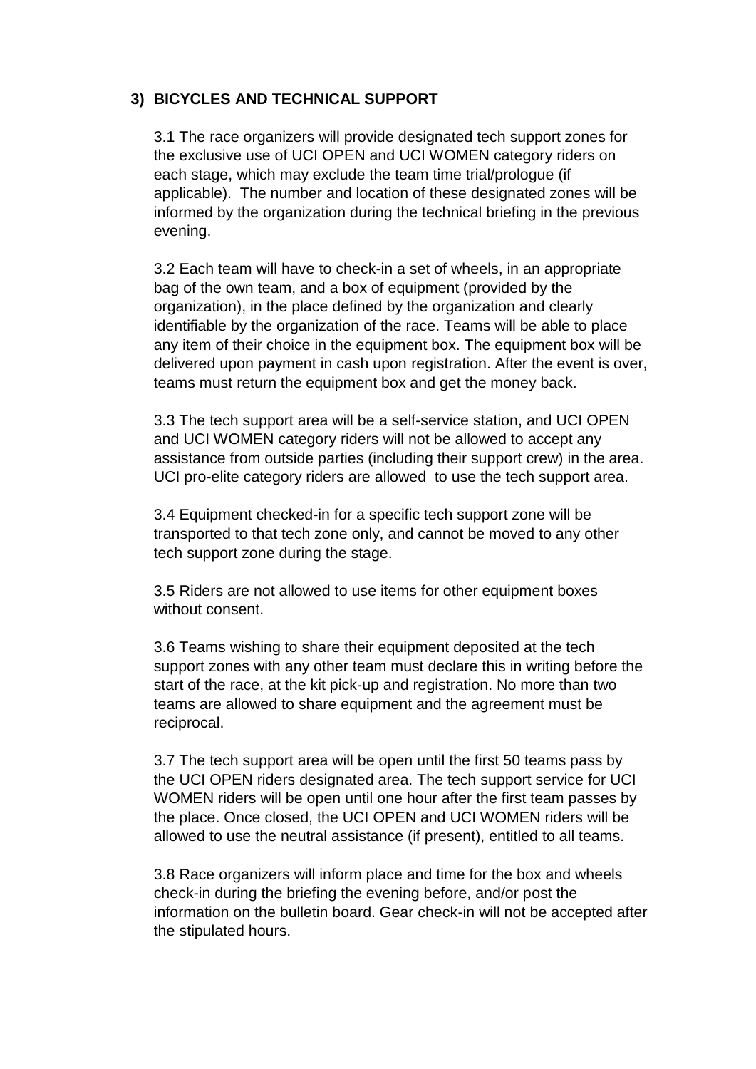## 3) BICYCLES AND TECHNICAL SUPPORT

3.1 The race organizers will provide designated tech support zones for the exclusive use of UCI OPEN and UCI WOMEN category riders on each stage, which may exclude the team time trial/prologue (if applicable). The number and location of these designated zones will be informed by the organization during the technical briefing in the previous evening.

3.2 Each team will have to check-in a set of wheels, in an appropriate bag of the own team, and a box of equipment (provided by the organization), in the place defined by the organization and clearly identifiable by the organization of the race. Teams will be able to place any item of their choice in the equipment box. The equipment box will be delivered upon payment in cash upon registration. After the event is over, teams must return the equipment box and get the money back.

3.3 The tech support area will be a self-service station, and UCI OPEN and UCI WOMEN category riders will not be allowed to accept any assistance from outside parties (including their support crew) in the area. UCI pro-elite category riders are allowed to use the tech support area.

3.4 Equipment checked-in for a specific tech support zone will be transported to that tech zone only, and cannot be moved to any other tech support zone during the stage.

3.5 Riders are not allowed to use items for other equipment boxes without consent.

3.6 Teams wishing to share their equipment deposited at the tech support zones with any other team must declare this in writing before the start of the race, at the kit pick-up and registration. No more than two teams are allowed to share equipment and the agreement must be reciprocal.

3.7 The tech support area will be open until the first 50 teams pass by the UCI OPEN riders designated area. The tech support service for UCI WOMEN riders will be open until one hour after the first team passes by the place. Once closed, the UCI OPEN and UCI WOMEN riders will be allowed to use the neutral assistance (if present), entitled to all teams.

3.8 Race organizers will inform place and time for the box and wheels check-in during the briefing the evening before, and/or post the information on the bulletin board. Gear check-in will not be accepted after the stipulated hours.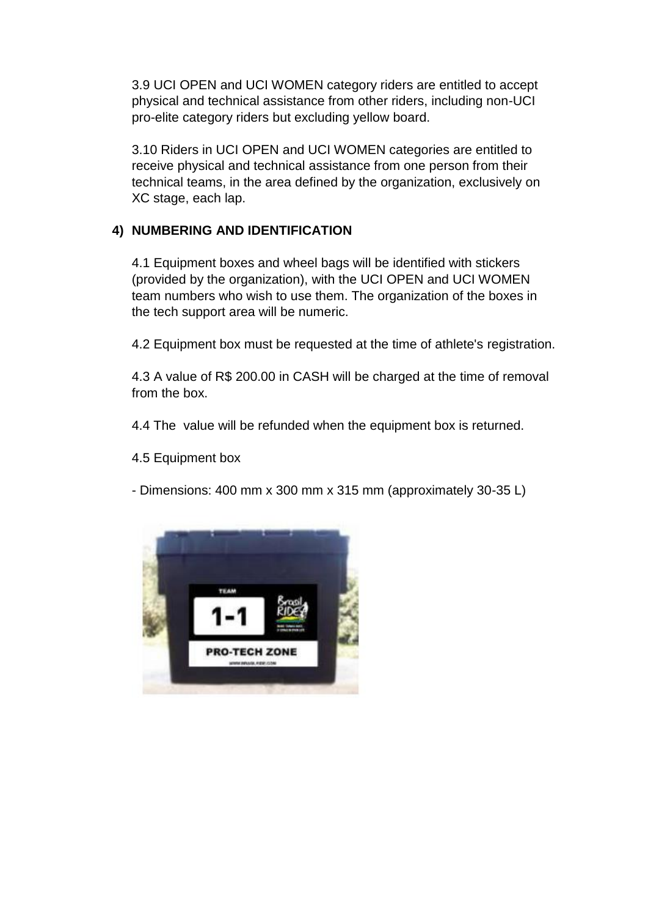3.9 UCI OPEN and UCI WOMEN category riders are entitled to accept physical and technical assistance from other riders, including non-UCI pro-elite category riders but excluding yellow board.

3.10 Riders in UCI OPEN and UCI WOMEN categories are entitled to receive physical and technical assistance from one person from their technical teams, in the area defined by the organization, exclusively on XC stage, each lap.

## 4) NUMBERING AND IDENTIFICATION

4.1 Equipment boxes and wheel bags will be identified with stickers (provided by the organization), with the UCI OPEN and UCI WOMEN team numbers who wish to use them. The organization of the boxes in the tech support area will be numeric.

4.2 Equipment box must be requested at the time of athlete's registration.

4.3 A value of R$ 200.00 in CASH will be charged at the time of removal from the box.

4.4 The value will be refunded when the equipment box is returned.

4.5 Equipment box

- Dimensions: 400 mm x 300 mm x 315 mm (approximately 30-35 L)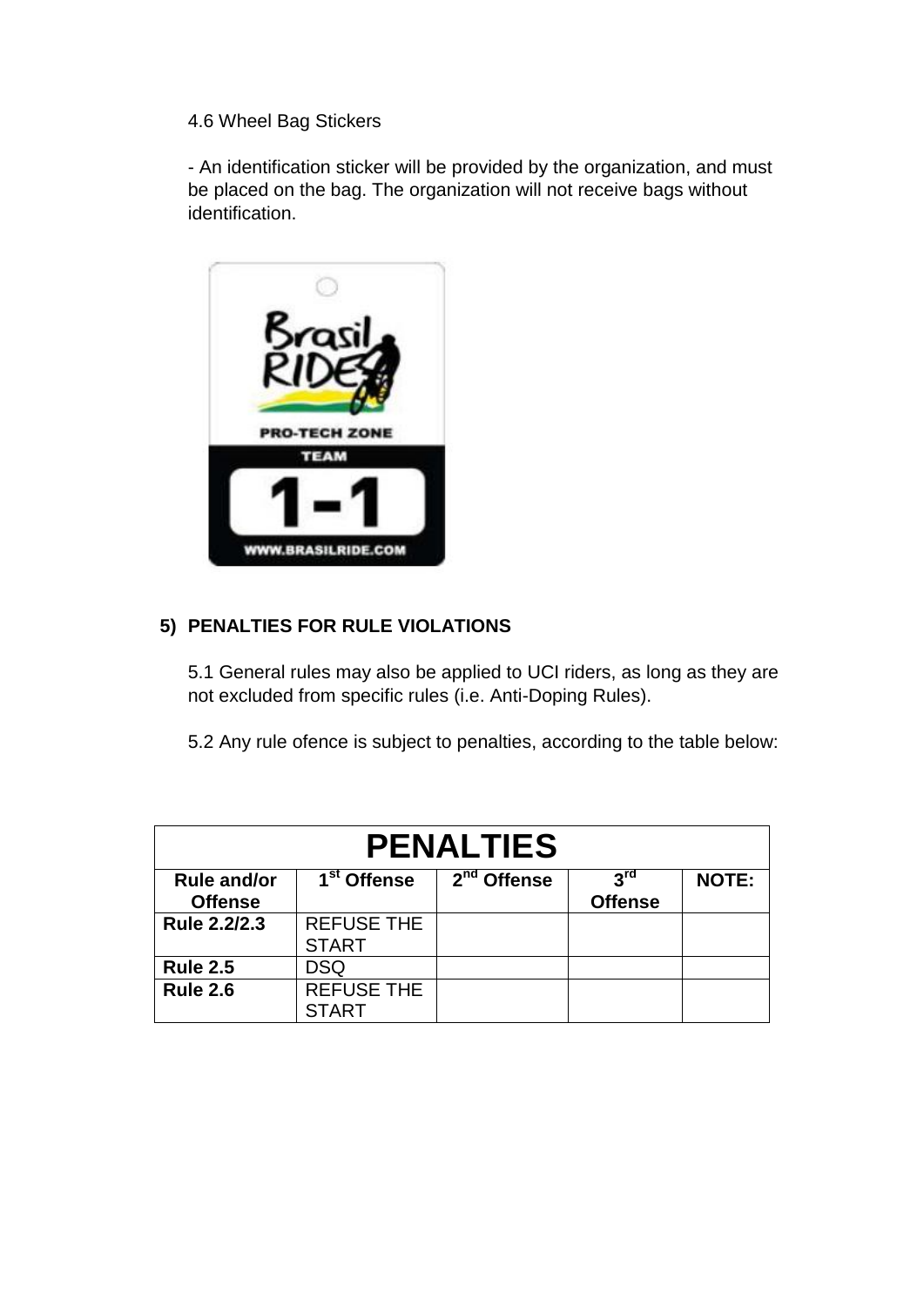4.6 Wheel Bag Stickers

- An identification sticker will be provided by the organization, and must be placed on the bag. The organization will not receive bags without identification.

## 5) PENALTIES FOR RULE VIOLATIONS

5.1 General rules may also be applied to UCI riders, as long as they are not excluded from specific rules (i.e. Anti-Doping Rules).

5.2 Any rule ofence is subject to penalties, according to the table below:

| PENALTIES | | | | |
|---|---|---|---|---|
| **Rule and/or Offense** | **1st Offense** | **2nd Offense** | **3rd Offense** | **NOTE:** |
| **Rule 2.2/2.3** | REFUSE THE START | | | |
| **Rule 2.5** | DSQ | | | |
| **Rule 2.6** | REFUSE THE START | | | |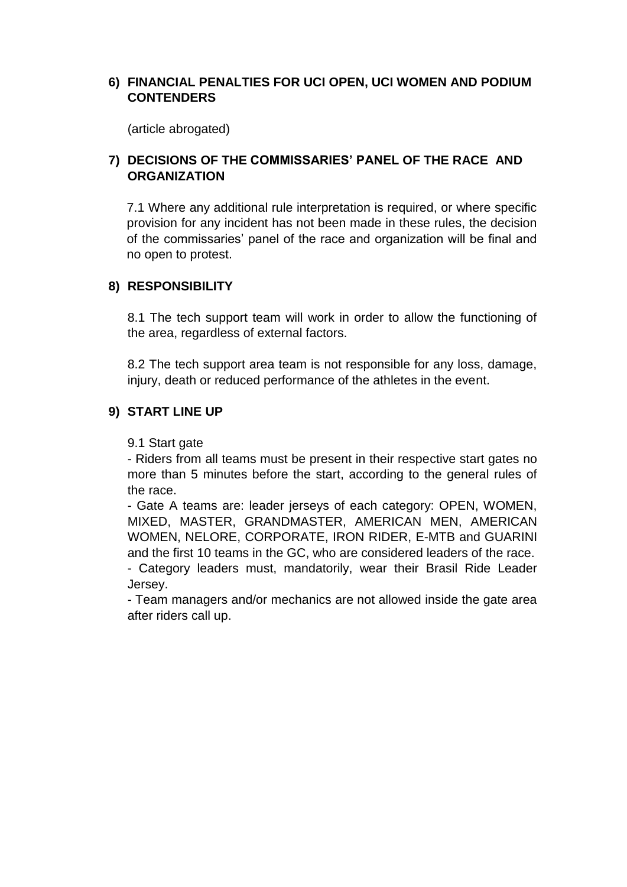## 6) FINANCIAL PENALTIES FOR UCI OPEN, UCI WOMEN AND PODIUM CONTENDERS

(article abrogated)

## 7) DECISIONS OF THE COMMISSARIES' PANEL OF THE RACE AND ORGANIZATION

7.1 Where any additional rule interpretation is required, or where specific provision for any incident has not been made in these rules, the decision of the commissaries' panel of the race and organization will be final and no open to protest.

## 8) RESPONSIBILITY

8.1 The tech support team will work in order to allow the functioning of the area, regardless of external factors.

8.2 The tech support area team is not responsible for any loss, damage, injury, death or reduced performance of the athletes in the event.

## 9) START LINE UP

9.1 Start gate

- Riders from all teams must be present in their respective start gates no more than 5 minutes before the start, according to the general rules of the race.
- Gate A teams are: leader jerseys of each category: OPEN, WOMEN, MIXED, MASTER, GRANDMASTER, AMERICAN MEN, AMERICAN WOMEN, NELORE, CORPORATE, IRON RIDER, E-MTB and GUARINI and the first 10 teams in the GC, who are considered leaders of the race.
- Category leaders must, mandatorily, wear their Brasil Ride Leader Jersey.
- Team managers and/or mechanics are not allowed inside the gate area after riders call up.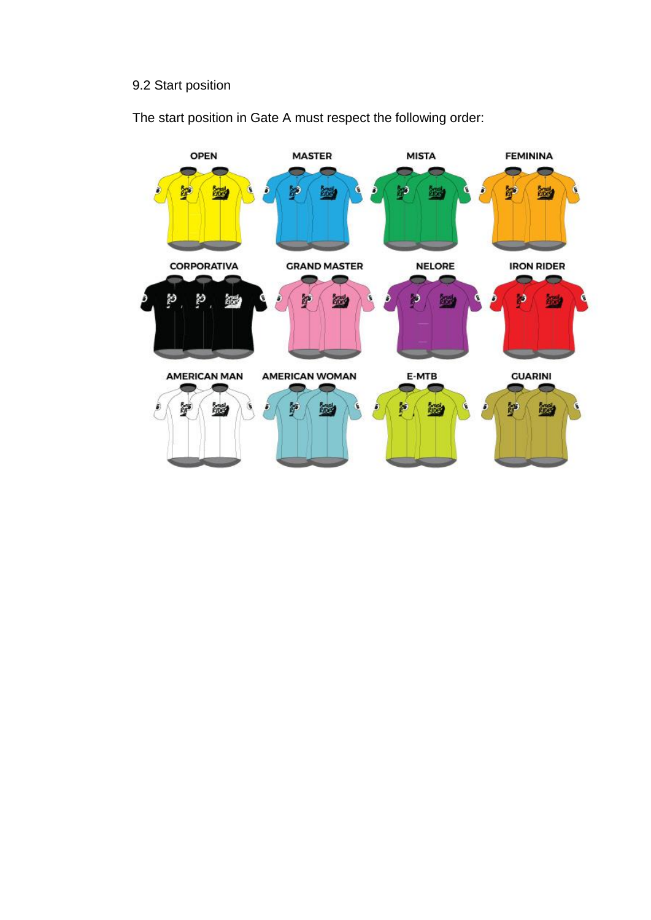9.2 Start position

The start position in Gate A must respect the following order:

OPEN

MASTER

MISTA

FEMININA

CORPORATIVA

GRAND MASTER

NELORE

IRON RIDER

AMERICAN MAN

AMERICAN WOMAN

E-MTB

GUARINI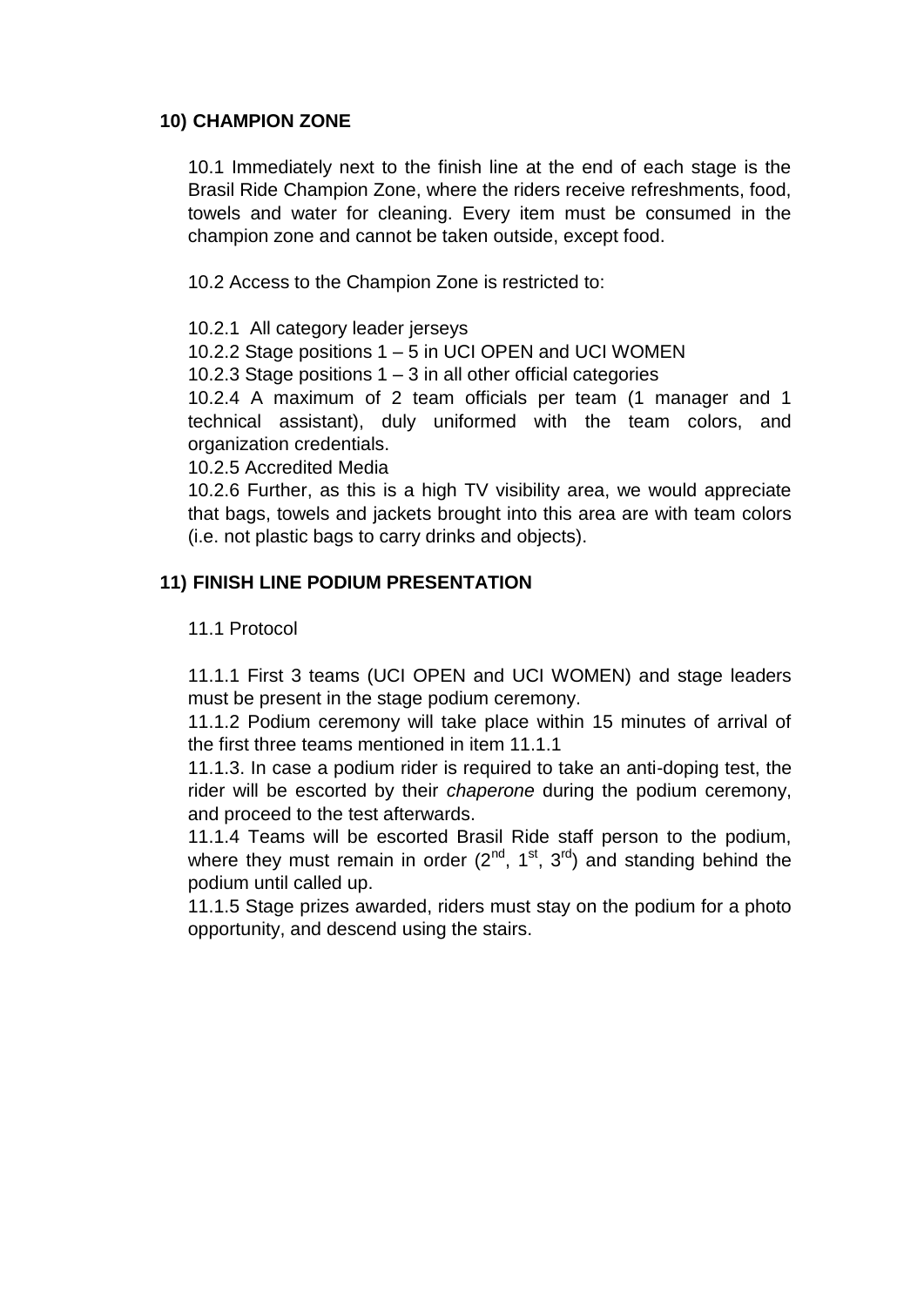## 10) CHAMPION ZONE

10.1 Immediately next to the finish line at the end of each stage is the Brasil Ride Champion Zone, where the riders receive refreshments, food, towels and water for cleaning. Every item must be consumed in the champion zone and cannot be taken outside, except food.

10.2 Access to the Champion Zone is restricted to:

10.2.1 All category leader jerseys
10.2.2 Stage positions 1 – 5 in UCI OPEN and UCI WOMEN
10.2.3 Stage positions 1 – 3 in all other official categories
10.2.4 A maximum of 2 team officials per team (1 manager and 1 technical assistant), duly uniformed with the team colors, and organization credentials.
10.2.5 Accredited Media
10.2.6 Further, as this is a high TV visibility area, we would appreciate that bags, towels and jackets brought into this area are with team colors (i.e. not plastic bags to carry drinks and objects).

## 11) FINISH LINE PODIUM PRESENTATION

11.1 Protocol

11.1.1 First 3 teams (UCI OPEN and UCI WOMEN) and stage leaders must be present in the stage podium ceremony.
11.1.2 Podium ceremony will take place within 15 minutes of arrival of the first three teams mentioned in item 11.1.1
11.1.3. In case a podium rider is required to take an anti-doping test, the rider will be escorted by their *chaperone* during the podium ceremony, and proceed to the test afterwards.
11.1.4 Teams will be escorted Brasil Ride staff person to the podium, where they must remain in order (2nd, 1st, 3rd) and standing behind the podium until called up.
11.1.5 Stage prizes awarded, riders must stay on the podium for a photo opportunity, and descend using the stairs.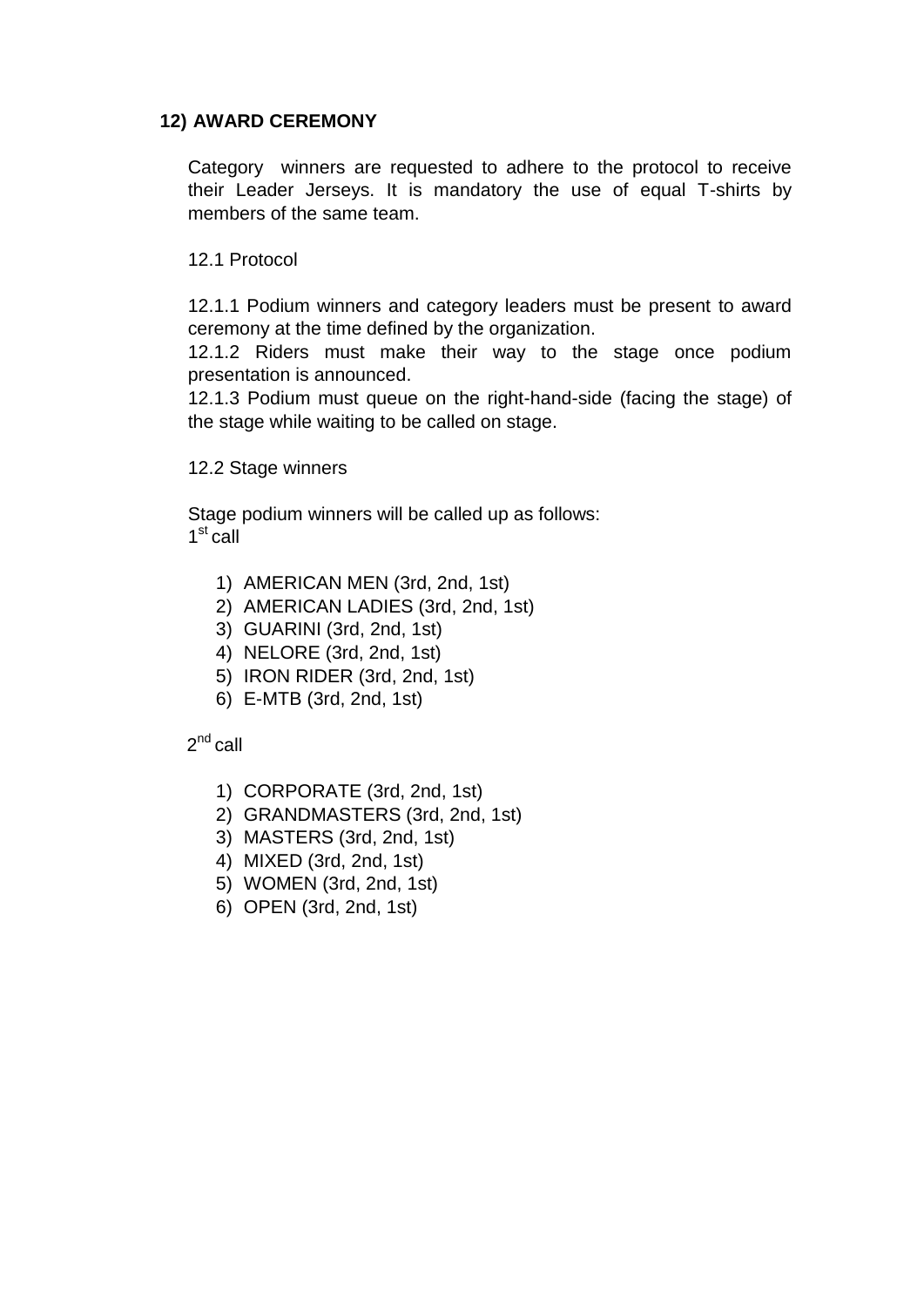## 12) AWARD CEREMONY

Category winners are requested to adhere to the protocol to receive their Leader Jerseys. It is mandatory the use of equal T-shirts by members of the same team.

12.1 Protocol

12.1.1 Podium winners and category leaders must be present to award ceremony at the time defined by the organization.
12.1.2 Riders must make their way to the stage once podium presentation is announced.
12.1.3 Podium must queue on the right-hand-side (facing the stage) of the stage while waiting to be called on stage.

12.2 Stage winners

Stage podium winners will be called up as follows:
1st call

1) AMERICAN MEN (3rd, 2nd, 1st)
2) AMERICAN LADIES (3rd, 2nd, 1st)
3) GUARINI (3rd, 2nd, 1st)
4) NELORE (3rd, 2nd, 1st)
5) IRON RIDER (3rd, 2nd, 1st)
6) E-MTB (3rd, 2nd, 1st)

2nd call

1) CORPORATE (3rd, 2nd, 1st)
2) GRANDMASTERS (3rd, 2nd, 1st)
3) MASTERS (3rd, 2nd, 1st)
4) MIXED (3rd, 2nd, 1st)
5) WOMEN (3rd, 2nd, 1st)
6) OPEN (3rd, 2nd, 1st)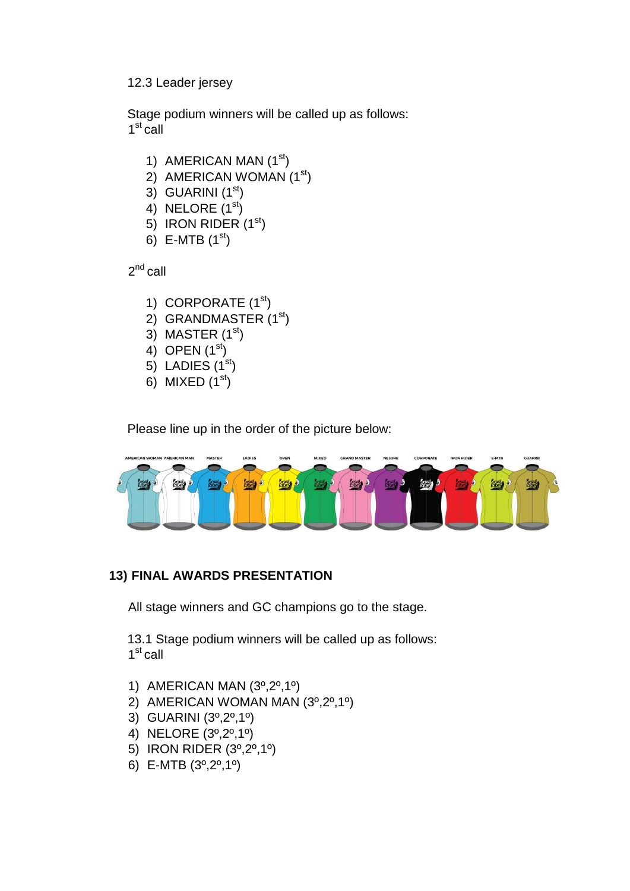12.3 Leader jersey

Stage podium winners will be called up as follows:
1st call

1) AMERICAN MAN (1st)
2) AMERICAN WOMAN (1st)
3) GUARINI (1st)
4) NELORE (1st)
5) IRON RIDER (1st)
6) E-MTB (1st)

2nd call

1) CORPORATE (1st)
2) GRANDMASTER (1st)
3) MASTER (1st)
4) OPEN (1st)
5) LADIES (1st)
6) MIXED (1st)

Please line up in the order of the picture below:

AMERICAN WOMAN, AMERICAN MAN, MASTER, LADIES, OPEN, MIXED, GRAND MASTER, NELORE, CORPORATE, IRON RIDER, E-MTB, GUARINI

## 13) FINAL AWARDS PRESENTATION

All stage winners and GC champions go to the stage.

13.1 Stage podium winners will be called up as follows:
1st call

1) AMERICAN MAN (3º,2º,1º)
2) AMERICAN WOMAN MAN (3º,2º,1º)
3) GUARINI (3º,2º,1º)
4) NELORE (3º,2º,1º)
5) IRON RIDER (3º,2º,1º)
6) E-MTB (3º,2º,1º)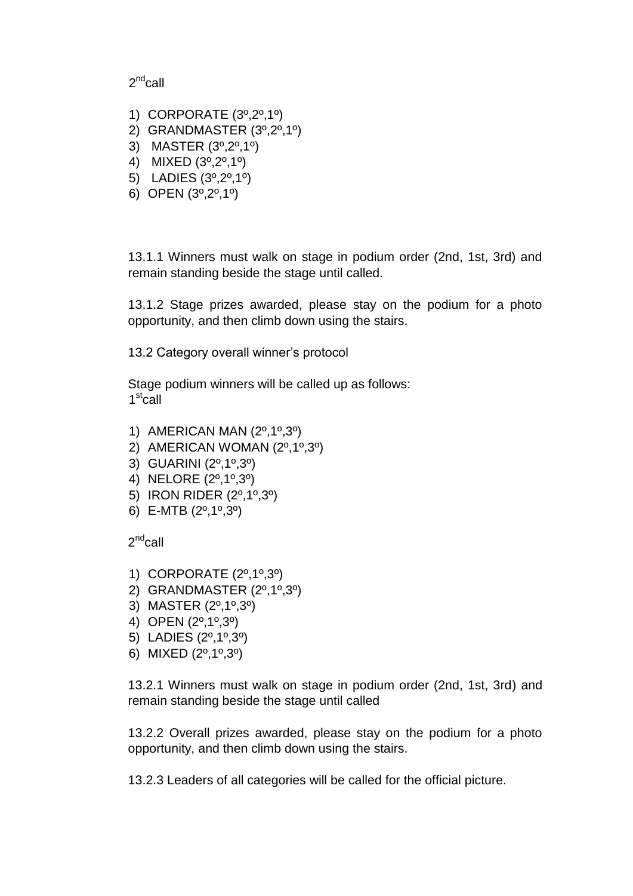2nd call

1) CORPORATE (3º,2º,1º)
2) GRANDMASTER (3º,2º,1º)
3) MASTER (3º,2º,1º)
4) MIXED (3º,2º,1º)
5) LADIES (3º,2º,1º)
6) OPEN (3º,2º,1º)

13.1.1 Winners must walk on stage in podium order (2nd, 1st, 3rd) and remain standing beside the stage until called.

13.1.2 Stage prizes awarded, please stay on the podium for a photo opportunity, and then climb down using the stairs.

13.2 Category overall winner's protocol

Stage podium winners will be called up as follows:
1st call

1) AMERICAN MAN (2º,1º,3º)
2) AMERICAN WOMAN (2º,1º,3º)
3) GUARINI (2º,1º,3º)
4) NELORE (2º,1º,3º)
5) IRON RIDER (2º,1º,3º)
6) E-MTB (2º,1º,3º)

2nd call

1) CORPORATE (2º,1º,3º)
2) GRANDMASTER (2º,1º,3º)
3) MASTER (2º,1º,3º)
4) OPEN (2º,1º,3º)
5) LADIES (2º,1º,3º)
6) MIXED (2º,1º,3º)

13.2.1 Winners must walk on stage in podium order (2nd, 1st, 3rd) and remain standing beside the stage until called

13.2.2 Overall prizes awarded, please stay on the podium for a photo opportunity, and then climb down using the stairs.

13.2.3 Leaders of all categories will be called for the official picture.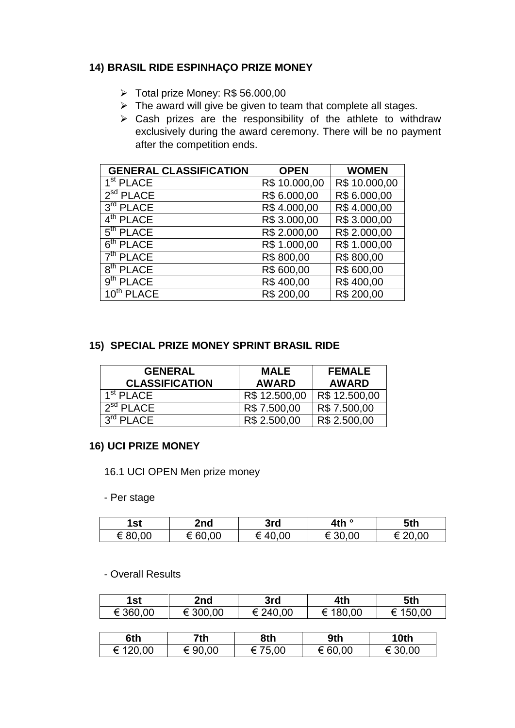## 14) BRASIL RIDE ESPINHAÇO PRIZE MONEY

- Total prize Money: R$ 56.000,00
- The award will give be given to team that complete all stages.
- Cash prizes are the responsibility of the athlete to withdraw exclusively during the award ceremony. There will be no payment after the competition ends.

| GENERAL CLASSIFICATION | OPEN | WOMEN |
|---|---|---|
| 1st PLACE | R$ 10.000,00 | R$ 10.000,00 |
| 2sd PLACE | R$ 6.000,00 | R$ 6.000,00 |
| 3rd PLACE | R$ 4.000,00 | R$ 4.000,00 |
| 4th PLACE | R$ 3.000,00 | R$ 3.000,00 |
| 5th PLACE | R$ 2.000,00 | R$ 2.000,00 |
| 6th PLACE | R$ 1.000,00 | R$ 1.000,00 |
| 7th PLACE | R$ 800,00 | R$ 800,00 |
| 8th PLACE | R$ 600,00 | R$ 600,00 |
| 9th PLACE | R$ 400,00 | R$ 400,00 |
| 10th PLACE | R$ 200,00 | R$ 200,00 |

## 15) SPECIAL PRIZE MONEY SPRINT BRASIL RIDE

| GENERAL CLASSIFICATION | MALE AWARD | FEMALE AWARD |
|---|---|---|
| 1st PLACE | R$ 12.500,00 | R$ 12.500,00 |
| 2sd PLACE | R$ 7.500,00 | R$ 7.500,00 |
| 3rd PLACE | R$ 2.500,00 | R$ 2.500,00 |

## 16) UCI PRIZE MONEY

16.1 UCI OPEN Men prize money

- Per stage

| 1st | 2nd | 3rd | 4th ° | 5th |
|---|---|---|---|---|
| € 80,00 | € 60,00 | € 40,00 | € 30,00 | € 20,00 |

- Overall Results

| 1st | 2nd | 3rd | 4th | 5th |
|---|---|---|---|---|
| € 360,00 | € 300,00 | € 240,00 | € 180,00 | € 150,00 |

| 6th | 7th | 8th | 9th | 10th |
|---|---|---|---|---|
| € 120,00 | € 90,00 | € 75,00 | € 60,00 | € 30,00 |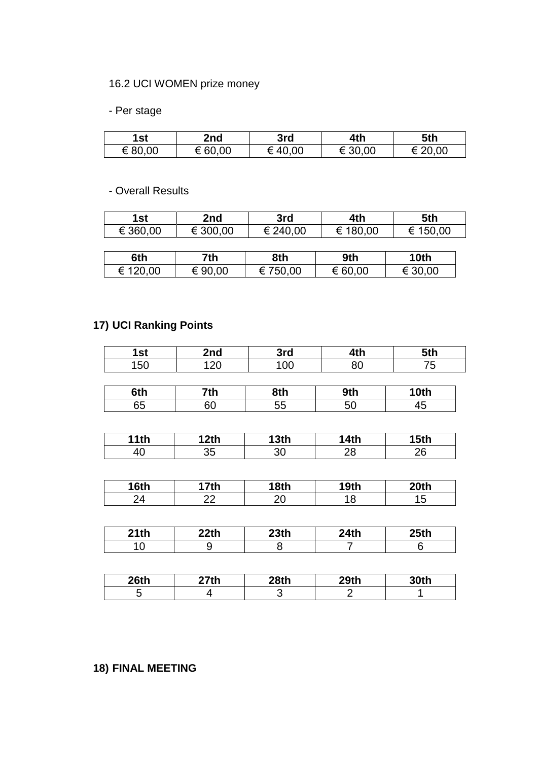16.2 UCI WOMEN prize money

- Per stage

| 1st | 2nd | 3rd | 4th | 5th |
|---|---|---|---|---|
| € 80,00 | € 60,00 | € 40,00 | € 30,00 | € 20,00 |

- Overall Results

| 1st | 2nd | 3rd | 4th | 5th |
|---|---|---|---|---|
| € 360,00 | € 300,00 | € 240,00 | € 180,00 | € 150,00 |

| 6th | 7th | 8th | 9th | 10th |
|---|---|---|---|---|
| € 120,00 | € 90,00 | € 750,00 | € 60,00 | € 30,00 |

## 17) UCI Ranking Points

| 1st | 2nd | 3rd | 4th | 5th |
|---|---|---|---|---|
| 150 | 120 | 100 | 80 | 75 |

| 6th | 7th | 8th | 9th | 10th |
|---|---|---|---|---|
| 65 | 60 | 55 | 50 | 45 |

| 11th | 12th | 13th | 14th | 15th |
|---|---|---|---|---|
| 40 | 35 | 30 | 28 | 26 |

| 16th | 17th | 18th | 19th | 20th |
|---|---|---|---|---|
| 24 | 22 | 20 | 18 | 15 |

| 21th | 22th | 23th | 24th | 25th |
|---|---|---|---|---|
| 10 | 9 | 8 | 7 | 6 |

| 26th | 27th | 28th | 29th | 30th |
|---|---|---|---|---|
| 5 | 4 | 3 | 2 | 1 |

## 18) FINAL MEETING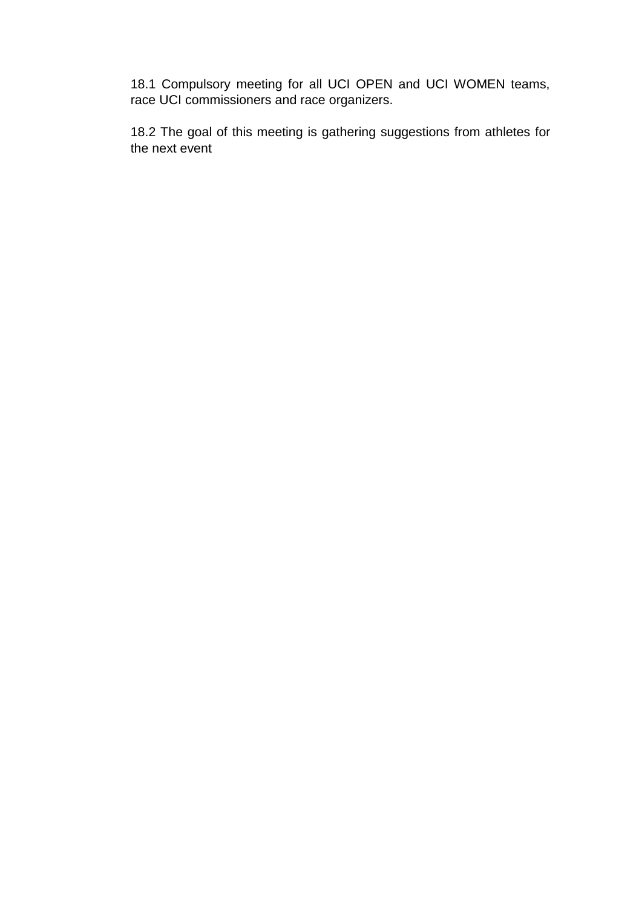18.1 Compulsory meeting for all UCI OPEN and UCI WOMEN teams, race UCI commissioners and race organizers.

18.2 The goal of this meeting is gathering suggestions from athletes for the next event